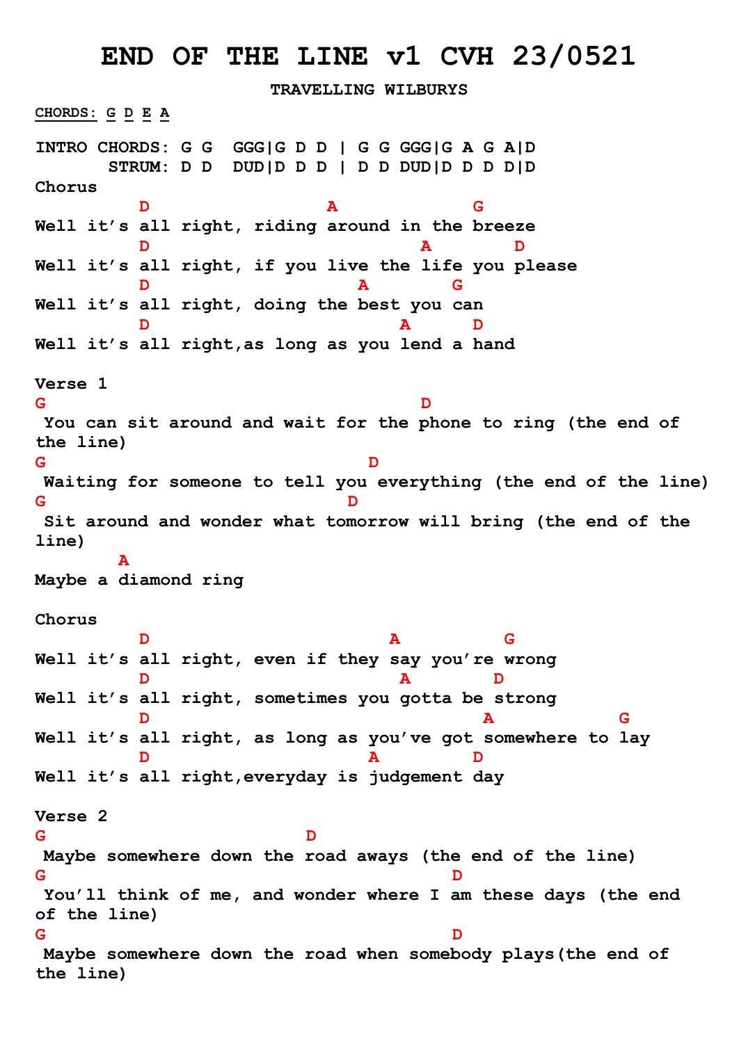# END OF THE LINE v1 CVH 23/0521

**TRAVELLING WILBURYS**

**CHORDS: G D E A**

```
INTRO CHORDS: G G  GGG|G D D | G G GGG|G A G A|D
       STRUM: D D  DUD|D D D | D D DUD|D D D D|D
```

**Chorus**

```
        D                    A            G
Well it's all right, riding around in the breeze
        D                          A      D
Well it's all right, if you live the life you please
        D                      A     G
Well it's all right, doing the best you can
        D                        A    D
Well it's all right,as long as you lend a hand
```

**Verse 1**

```
G                                    D
 You can sit around and wait for the phone to ring (the end of the line)
G                               D
 Waiting for someone to tell you everything (the end of the line)
G                             D
 Sit around and wonder what tomorrow will bring (the end of the line)
        A
Maybe a diamond ring
```

**Chorus**

```
        D                          A        G
Well it's all right, even if they say you're wrong
        D                           A      D
Well it's all right, sometimes you gotta be strong
        D                                A            G
Well it's all right, as long as you've got somewhere to lay
        D                      A        D
Well it's all right,everyday is judgement day
```

**Verse 2**

```
G                          D
 Maybe somewhere down the road aways (the end of the line)
G                                         D
 You'll think of me, and wonder where I am these days (the end of the line)
G                                         D
 Maybe somewhere down the road when somebody plays(the end of the line)
```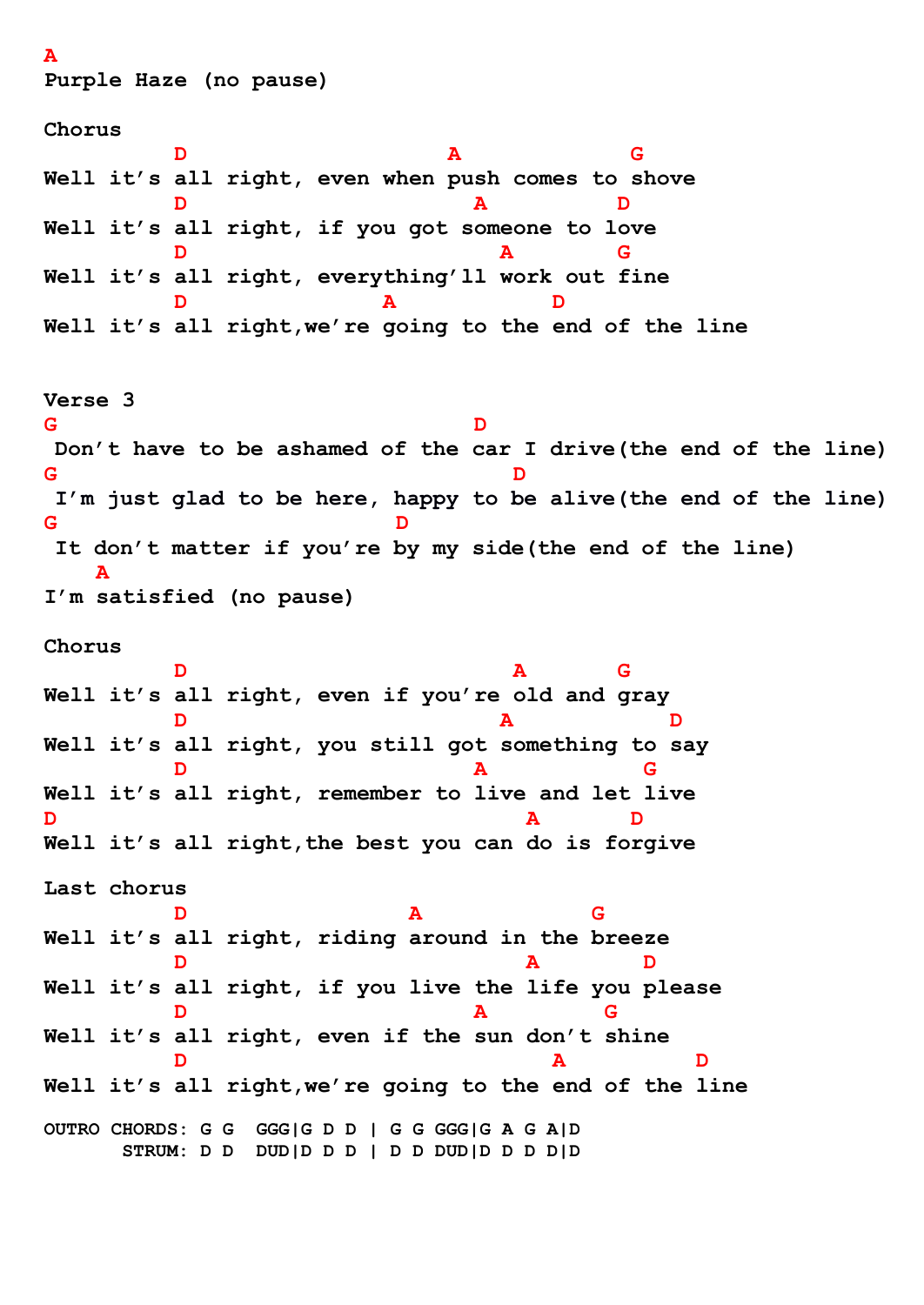```
A
Purple Haze (no pause)

Chorus
          D                        A            G
Well it's all right, even when push comes to shove
          D                          A          D
Well it's all right, if you got someone to love
          D                            A        G
Well it's all right, everything'll work out fine
          D               A             D
Well it's all right,we're going to the end of the line


Verse 3
G                                 D
 Don't have to be ashamed of the car I drive(the end of the line)
G                                    D
 I'm just glad to be here, happy to be alive(the end of the line)
G                           D
 It don't matter if you're by my side(the end of the line)
    A
I'm satisfied (no pause)

Chorus
          D                             A       G
Well it's all right, even if you're old and gray
          D                            A          D
Well it's all right, you still got something to say
          D                          A            G
Well it's all right, remember to live and let live
D                                       A       D
Well it's all right,the best you can do is forgive

Last chorus
          D                  A             G
Well it's all right, riding around in the breeze
          D                             A        D
Well it's all right, if you live the life you please
          D                          A        G
Well it's all right, even if the sun don't shine
          D                               A          D
Well it's all right,we're going to the end of the line

OUTRO CHORDS: G G  GGG|G D D | G G GGG|G A G A|D
      STRUM: D D  DUD|D D D | D D DUD|D D D D|D
```